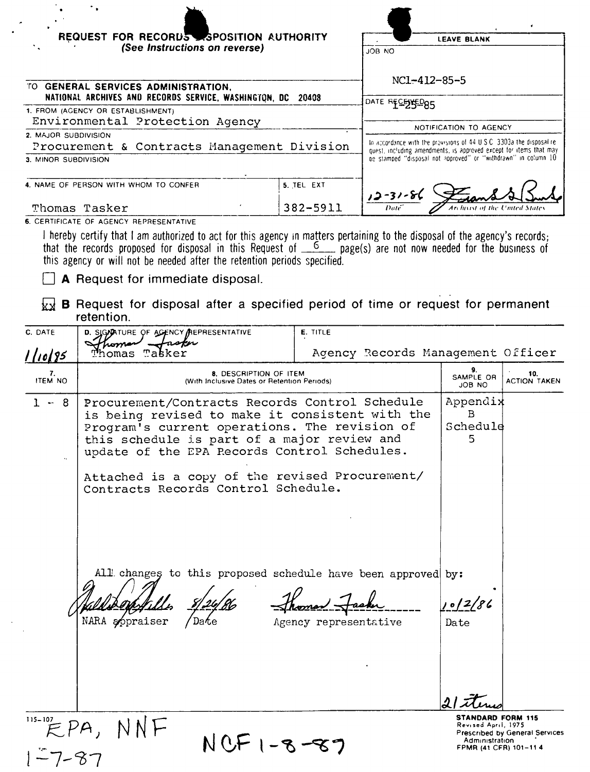# REQUEST FOR RECORDS DISPOSITION AUTHORITY

*(See Instructions on reverse)*

| | LEAVE BLANK |
|---|---|
| | JOB NO |
| | NC1-412-85-5 |
| TO GENERAL SERVICES ADMINISTRATION, NATIONAL ARCHIVES AND RECORDS SERVICE, WASHINGTON, DC 20408 | DATE RECEIVED 1-25-85 |
| 1. FROM (AGENCY OR ESTABLISHMENT) Environmental Protection Agency | NOTIFICATION TO AGENCY |
| 2. MAJOR SUBDIVISION Procurement & Contracts Management Division | In accordance with the provisions of 44 U.S.C. 3303a the disposal request, including amendments, is approved except for items that may be stamped "disposal not approved" or "withdrawn" in column 10 |
| 3. MINOR SUBDIVISION | |
| 4. NAME OF PERSON WITH WHOM TO CONFER: Thomas Tasker — 5. TEL EXT: 382-5911 | 12-31-86 (Date) — (signature) Archivist of the United States |

6. CERTIFICATE OF AGENCY REPRESENTATIVE

I hereby certify that I am authorized to act for this agency in matters pertaining to the disposal of the agency's records; that the records proposed for disposal in this Request of 6 page(s) are not now needed for the business of this agency or will not be needed after the retention periods specified.

☐ **A** Request for immediate disposal.

☒ **B** Request for disposal after a specified period of time or request for permanent retention.

| C. DATE | D. SIGNATURE OF AGENCY REPRESENTATIVE | E. TITLE |
|---|---|---|
| 1/10/85 | Thomas Tasker | Agency Records Management Officer |

| 7. ITEM NO | 8. DESCRIPTION OF ITEM (With Inclusive Dates or Retention Periods) | 9. SAMPLE OR JOB NO | 10. ACTION TAKEN |
|---|---|---|---|
| 1 - 8 | Procurement/Contracts Records Control Schedule is being revised to make it consistent with the Program's current operations. The revision of this schedule is part of a major review and update of the EPA Records Control Schedules.<br><br>Attached is a copy of the revised Procurement/ Contracts Records Control Schedule.<br><br>All changes to this proposed schedule have been approved by:<br><br>(signature) NARA appraiser — 8/26/86 Date — Thomas Tasker Agency representative — 10/2/86 Date | Appendix B Schedule 5<br><br>21 items | |

115-107

EPA, NNF 1-7-87

NCF 1-8-87

**STANDARD FORM 115**
Revised April, 1975
Prescribed by General Services Administration
FPMR (41 CFR) 101-11.4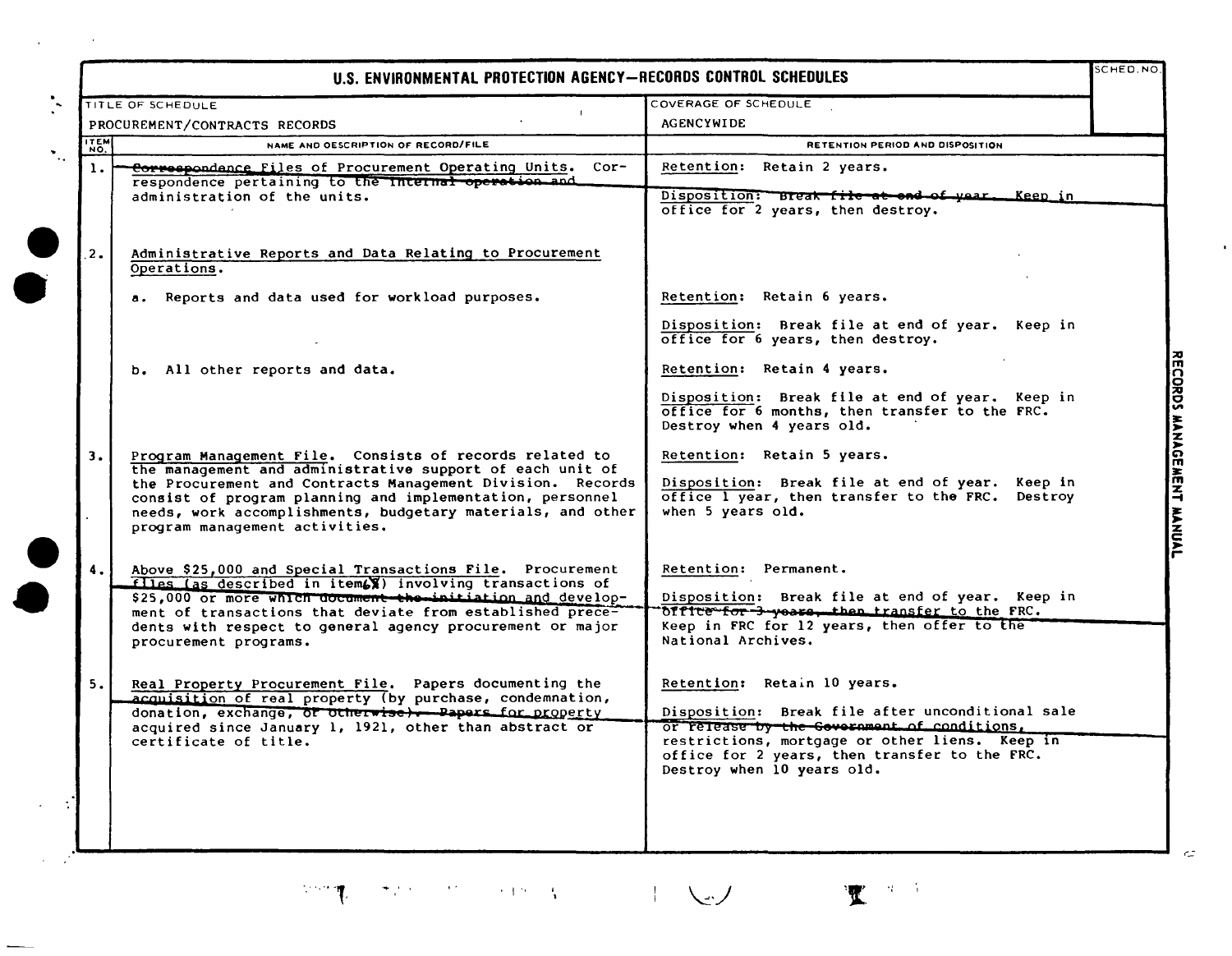# U.S. ENVIRONMENTAL PROTECTION AGENCY—RECORDS CONTROL SCHEDULES

| TITLE OF SCHEDULE | COVERAGE OF SCHEDULE | SCHED. NO. |
|---|---|---|
| PROCUREMENT/CONTRACTS RECORDS | AGENCYWIDE | |

| ITEM NO. | NAME AND DESCRIPTION OF RECORD/FILE | RETENTION PERIOD AND DISPOSITION |
|---|---|---|
| 1. | Correspondence Files of Procurement Operating Units. Correspondence pertaining to the internal operation and administration of the units. | Retention: Retain 2 years.<br><br>Disposition: Break file at end of year. Keep in office for 2 years, then destroy. |
| 2. | Administrative Reports and Data Relating to Procurement Operations. | |
| | a. Reports and data used for workload purposes. | Retention: Retain 6 years.<br><br>Disposition: Break file at end of year. Keep in office for 6 years, then destroy. |
| | b. All other reports and data. | Retention: Retain 4 years.<br><br>Disposition: Break file at end of year. Keep in office for 6 months, then transfer to the FRC. Destroy when 4 years old. |
| 3. | Program Management File. Consists of records related to the management and administrative support of each unit of the Procurement and Contracts Management Division. Records consist of program planning and implementation, personnel needs, work accomplishments, budgetary materials, and other program management activities. | Retention: Retain 5 years.<br><br>Disposition: Break file at end of year. Keep in office 1 year, then transfer to the FRC. Destroy when 5 years old. |
| 4. | Above $25,000 and Special Transactions File. Procurement files (as described in item 6) involving transactions of $25,000 or more which document the initiation and development of transactions that deviate from established precedents with respect to general agency procurement or major procurement programs. | Retention: Permanent.<br><br>Disposition: Break file at end of year. Keep in office for 3 years, then transfer to the FRC. Keep in FRC for 12 years, then offer to the National Archives. |
| 5. | Real Property Procurement File. Papers documenting the acquisition of real property (by purchase, condemnation, donation, exchange, or otherwise). Papers for property acquired since January 1, 1921, other than abstract or certificate of title. | Retention: Retain 10 years.<br><br>Disposition: Break file after unconditional sale or release by the Government of conditions, restrictions, mortgage or other liens. Keep in office for 2 years, then transfer to the FRC. Destroy when 10 years old. |

RECORDS MANAGEMENT MANUAL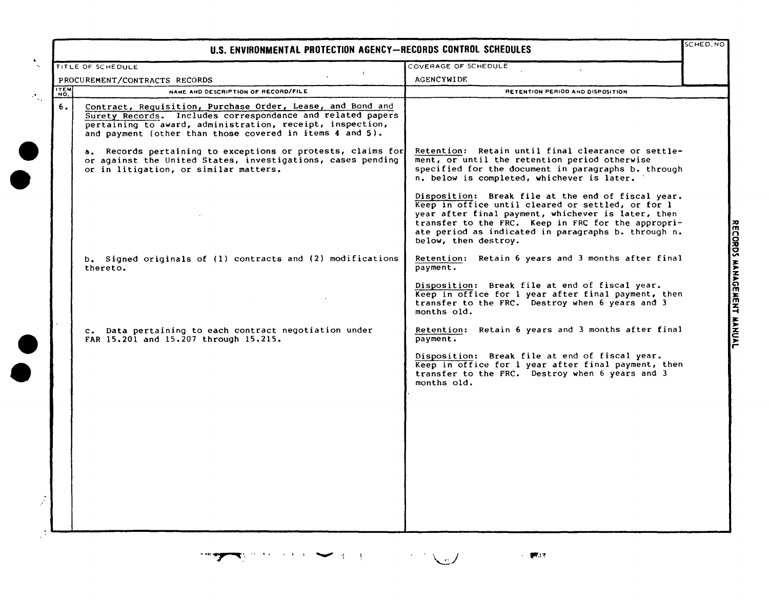# U.S. ENVIRONMENTAL PROTECTION AGENCY—RECORDS CONTROL SCHEDULES

| TITLE OF SCHEDULE | COVERAGE OF SCHEDULE | SCHED. NO |
|---|---|---|
| PROCUREMENT/CONTRACTS RECORDS | AGENCYWIDE | |

| ITEM NO. | NAME AND DESCRIPTION OF RECORD/FILE | RETENTION PERIOD AND DISPOSITION |
|---|---|---|
| 6. | Contract, Requisition, Purchase Order, Lease, and Bond and Surety Records. Includes correspondence and related papers pertaining to award, administration, receipt, inspection, and payment (other than those covered in items 4 and 5). | |
| | a. Records pertaining to exceptions or protests, claims for or against the United States, investigations, cases pending or in litigation, or similar matters. | Retention: Retain until final clearance or settlement, or until the retention period otherwise specified for the document in paragraphs b. through n. below is completed, whichever is later.<br><br>Disposition: Break file at the end of fiscal year. Keep in office until cleared or settled, or for 1 year after final payment, whichever is later, then transfer to the FRC. Keep in FRC for the appropriate period as indicated in paragraphs b. through n. below, then destroy. |
| | b. Signed originals of (1) contracts and (2) modifications thereto. | Retention: Retain 6 years and 3 months after final payment.<br><br>Disposition: Break file at end of fiscal year. Keep in office for 1 year after final payment, then transfer to the FRC. Destroy when 6 years and 3 months old. |
| | c. Data pertaining to each contract negotiation under FAR 15.201 and 15.207 through 15.215. | Retention: Retain 6 years and 3 months after final payment.<br><br>Disposition: Break file at end of fiscal year. Keep in office for 1 year after final payment, then transfer to the FRC. Destroy when 6 years and 3 months old. |

RECORDS MANAGEMENT MANUAL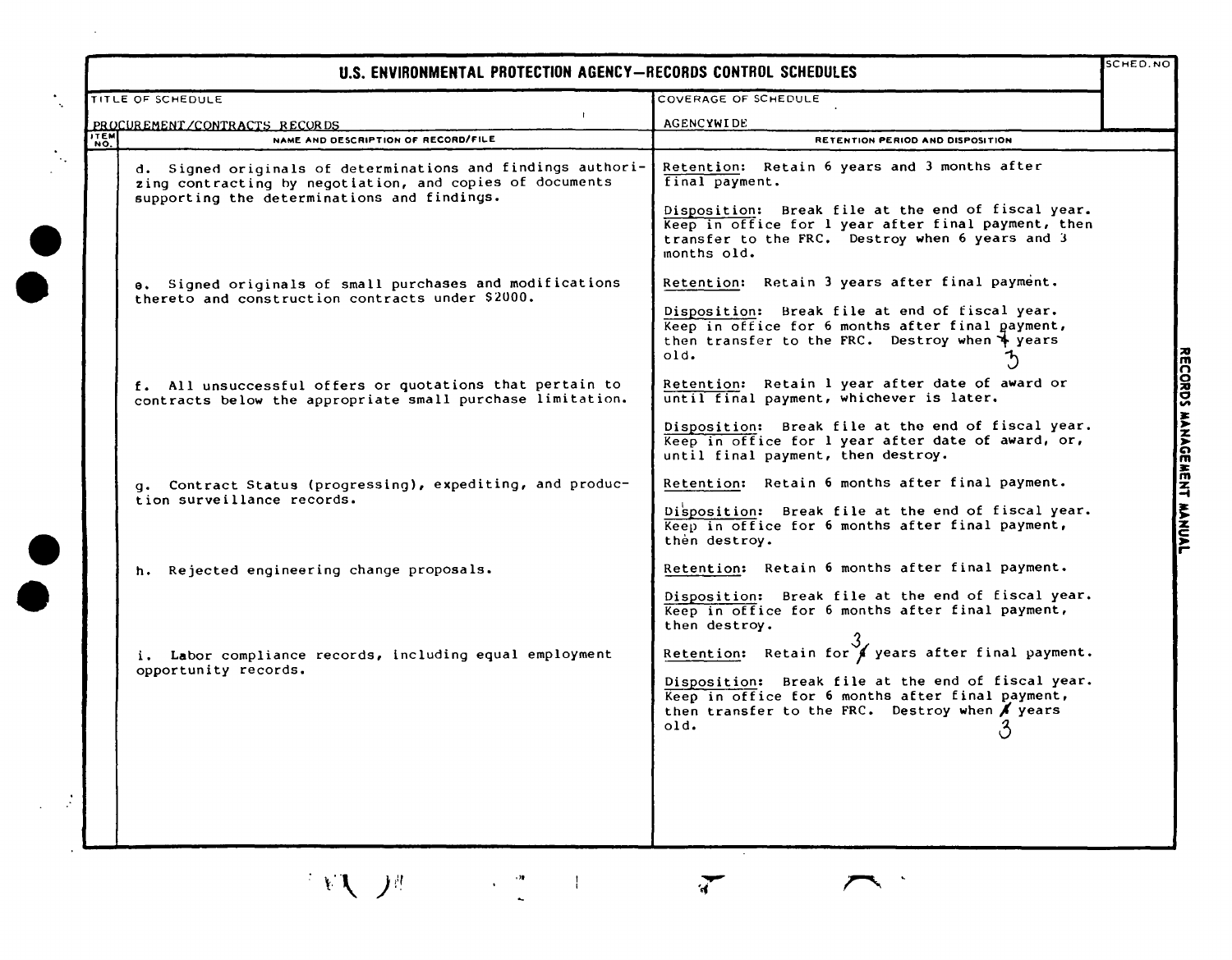# U.S. ENVIRONMENTAL PROTECTION AGENCY—RECORDS CONTROL SCHEDULES

| TITLE OF SCHEDULE | COVERAGE OF SCHEDULE | SCHED. NO |
|---|---|---|
| PROCUREMENT/CONTRACTS RECORDS | AGENCYWIDE | |

| ITEM NO. | NAME AND DESCRIPTION OF RECORD/FILE | RETENTION PERIOD AND DISPOSITION |
|---|---|---|
| | d. Signed originals of determinations and findings authorizing contracting by negotiation, and copies of documents supporting the determinations and findings. | Retention: Retain 6 years and 3 months after final payment.<br><br>Disposition: Break file at the end of fiscal year. Keep in office for 1 year after final payment, then transfer to the FRC. Destroy when 6 years and 3 months old. |
| | e. Signed originals of small purchases and modifications thereto and construction contracts under $2000. | Retention: Retain 3 years after final payment.<br><br>Disposition: Break file at end of fiscal year. Keep in office for 6 months after final payment, then transfer to the FRC. Destroy when ~~4~~ 3 years old. |
| | f. All unsuccessful offers or quotations that pertain to contracts below the appropriate small purchase limitation. | Retention: Retain 1 year after date of award or until final payment, whichever is later.<br><br>Disposition: Break file at the end of fiscal year. Keep in office for 1 year after date of award, or, until final payment, then destroy. |
| | g. Contract Status (progressing), expediting, and production surveillance records. | Retention: Retain 6 months after final payment.<br><br>Disposition: Break file at the end of fiscal year. Keep in office for 6 months after final payment, then destroy. |
| | h. Rejected engineering change proposals. | Retention: Retain 6 months after final payment.<br><br>Disposition: Break file at the end of fiscal year. Keep in office for 6 months after final payment, then destroy. |
| | i. Labor compliance records, including equal employment opportunity records. | Retention: Retain for ~~4~~ 3 years after final payment.<br><br>Disposition: Break file at the end of fiscal year. Keep in office for 6 months after final payment, then transfer to the FRC. Destroy when ~~4~~ 3 years old. |

RECORDS MANAGEMENT MANUAL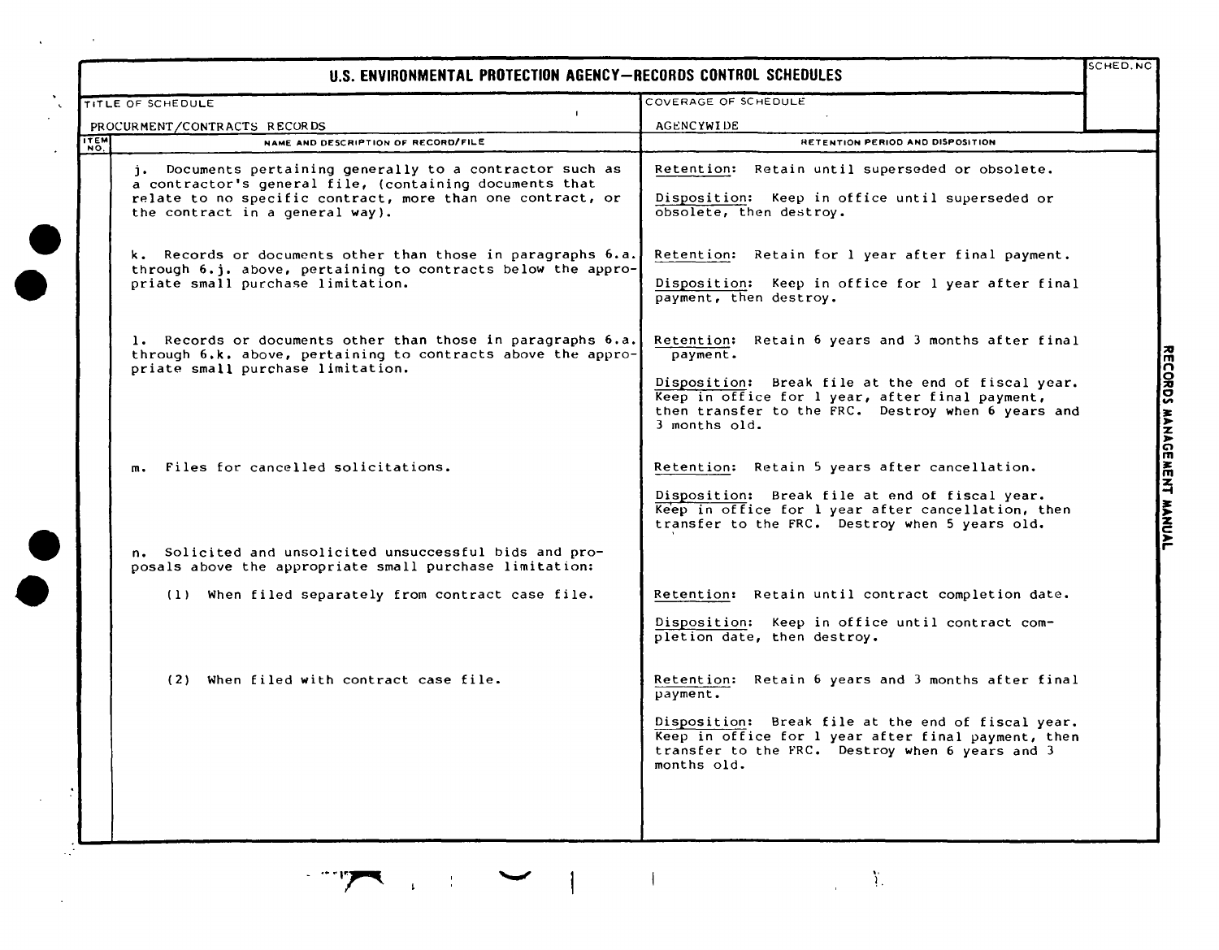# U.S. ENVIRONMENTAL PROTECTION AGENCY—RECORDS CONTROL SCHEDULES

| TITLE OF SCHEDULE | COVERAGE OF SCHEDULE | SCHED. NO. |
|---|---|---|
| PROCURMENT/CONTRACTS RECORDS | AGENCYWIDE | |

| ITEM NO. | NAME AND DESCRIPTION OF RECORD/FILE | RETENTION PERIOD AND DISPOSITION |
|---|---|---|
| | j. Documents pertaining generally to a contractor such as a contractor's general file, (containing documents that relate to no specific contract, more than one contract, or the contract in a general way). | Retention: Retain until superseded or obsolete.<br><br>Disposition: Keep in office until superseded or obsolete, then destroy. |
| | k. Records or documents other than those in paragraphs 6.a. through 6.j. above, pertaining to contracts below the appropriate small purchase limitation. | Retention: Retain for 1 year after final payment.<br><br>Disposition: Keep in office for 1 year after final payment, then destroy. |
| | l. Records or documents other than those in paragraphs 6.a. through 6.k. above, pertaining to contracts above the appropriate small purchase limitation. | Retention: Retain 6 years and 3 months after final payment.<br><br>Disposition: Break file at the end of fiscal year. Keep in office for 1 year, after final payment, then transfer to the FRC. Destroy when 6 years and 3 months old. |
| | m. Files for cancelled solicitations. | Retention: Retain 5 years after cancellation.<br><br>Disposition: Break file at end of fiscal year. Keep in office for 1 year after cancellation, then transfer to the FRC. Destroy when 5 years old. |
| | n. Solicited and unsolicited unsuccessful bids and proposals above the appropriate small purchase limitation: | |
| | (1) When filed separately from contract case file. | Retention: Retain until contract completion date.<br><br>Disposition: Keep in office until contract completion date, then destroy. |
| | (2) When filed with contract case file. | Retention: Retain 6 years and 3 months after final payment.<br><br>Disposition: Break file at the end of fiscal year. Keep in office for 1 year after final payment, then transfer to the FRC. Destroy when 6 years and 3 months old. |

RECORDS MANAGEMENT MANUAL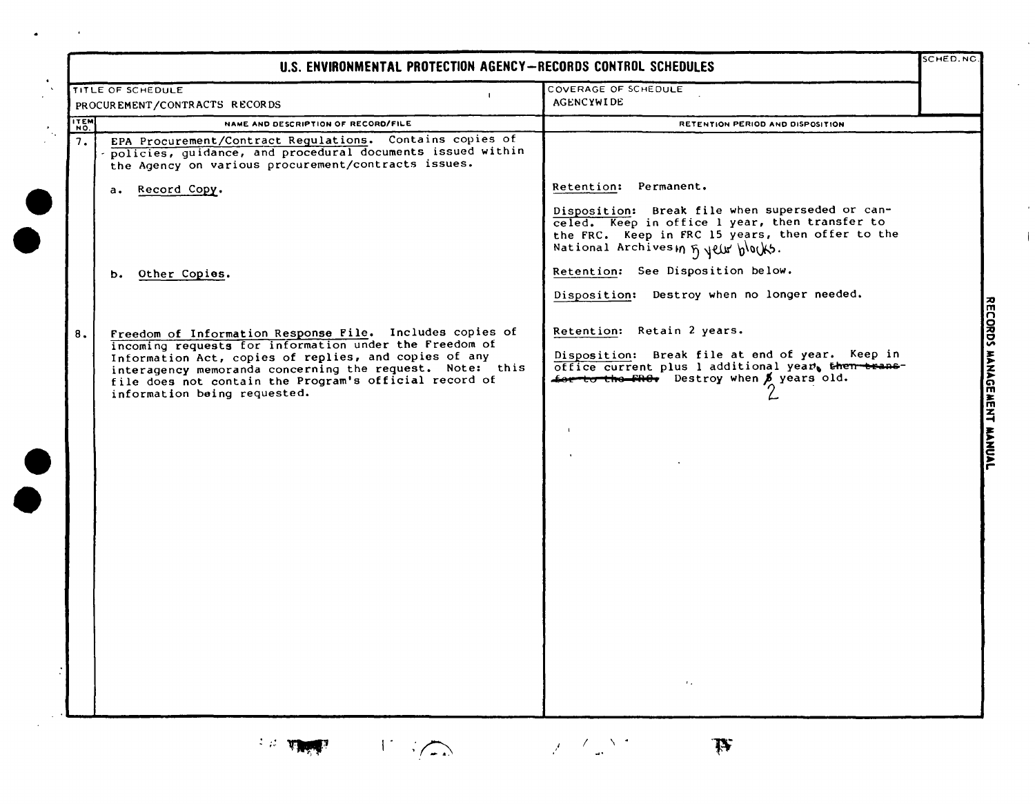# U.S. ENVIRONMENTAL PROTECTION AGENCY—RECORDS CONTROL SCHEDULES

| TITLE OF SCHEDULE | COVERAGE OF SCHEDULE | SCHED. NO. |
|---|---|---|
| PROCUREMENT/CONTRACTS RECORDS | AGENCYWIDE | |

| ITEM NO. | NAME AND DESCRIPTION OF RECORD/FILE | RETENTION PERIOD AND DISPOSITION |
|---|---|---|
| 7. | EPA Procurement/Contract Regulations. Contains copies of policies, guidance, and procedural documents issued within the Agency on various procurement/contracts issues. | |
| | a. Record Copy. | Retention: Permanent.<br><br>Disposition: Break file when superseded or canceled. Keep in office 1 year, then transfer to the FRC. Keep in FRC 15 years, then offer to the National Archives in 5 year blocks. |
| | b. Other Copies. | Retention: See Disposition below.<br><br>Disposition: Destroy when no longer needed. |
| 8. | Freedom of Information Response File. Includes copies of incoming requests for information under the Freedom of Information Act, copies of replies, and copies of any interagency memoranda concerning the request. Note: this file does not contain the Program's official record of information being requested. | Retention: Retain 2 years.<br><br>Disposition: Break file at end of year. Keep in office current plus 1 additional year, ~~then transfer to the FRC.~~ Destroy when ~~6~~ 2 years old. |

RECORDS MANAGEMENT MANUAL